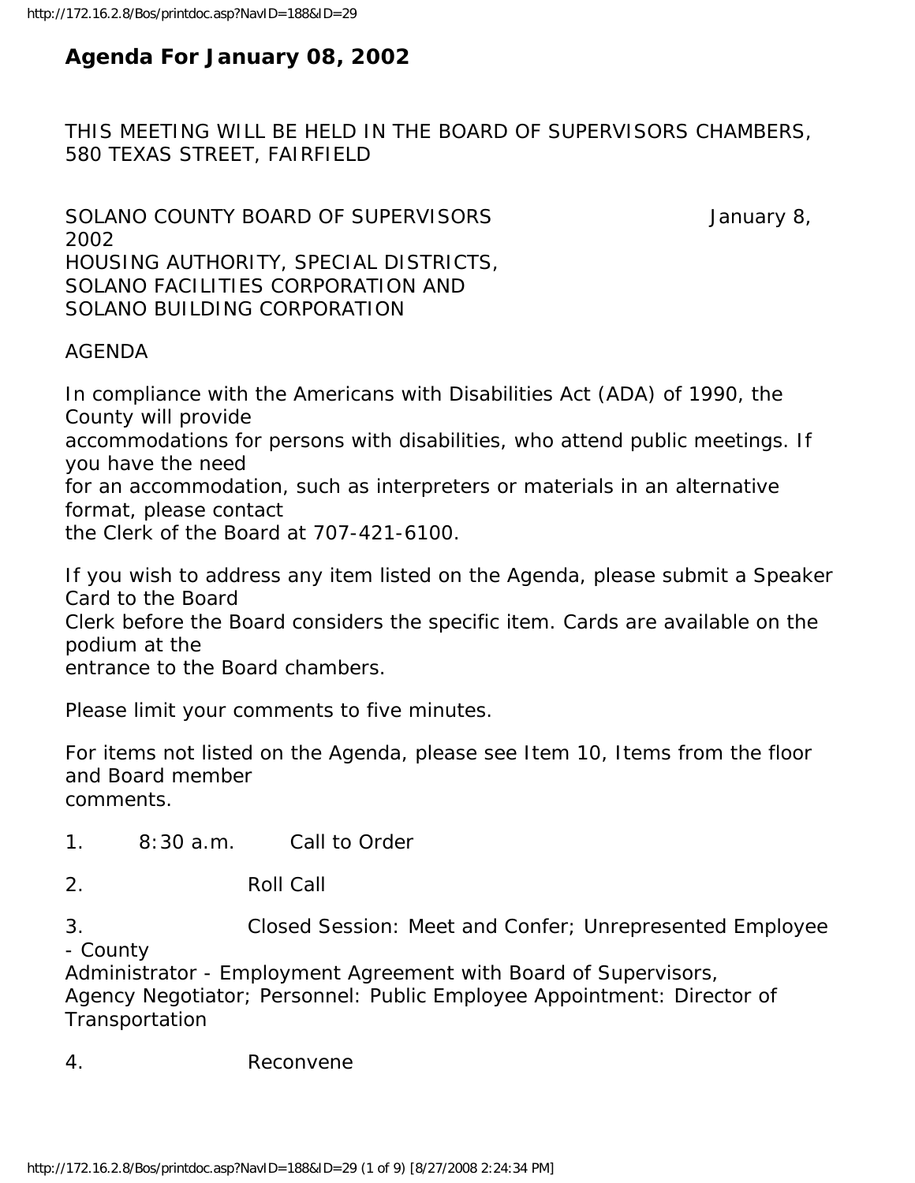# Agenda For January 08, 2002

THIS MEETING WILL BE HELD IN THE BOARD OF SUPERVISORS CHAMBERS, 580 TEXAS STREET, FAIRFIELD

SOLANO COUNTY BOARD OF SUPERVISORS January 8, 2002
HOUSING AUTHORITY, SPECIAL DISTRICTS,
SOLANO FACILITIES CORPORATION AND
SOLANO BUILDING CORPORATION

AGENDA

In compliance with the Americans with Disabilities Act (ADA) of 1990, the County will provide accommodations for persons with disabilities, who attend public meetings. If you have the need for an accommodation, such as interpreters or materials in an alternative format, please contact the Clerk of the Board at 707-421-6100.

If you wish to address any item listed on the Agenda, please submit a Speaker Card to the Board Clerk before the Board considers the specific item. Cards are available on the podium at the entrance to the Board chambers.

Please limit your comments to five minutes.

For items not listed on the Agenda, please see Item 10, Items from the floor and Board member comments.

1. 8:30 a.m. Call to Order

2. Roll Call

3. Closed Session: Meet and Confer; Unrepresented Employee - County Administrator - Employment Agreement with Board of Supervisors, Agency Negotiator; Personnel: Public Employee Appointment: Director of Transportation

4. Reconvene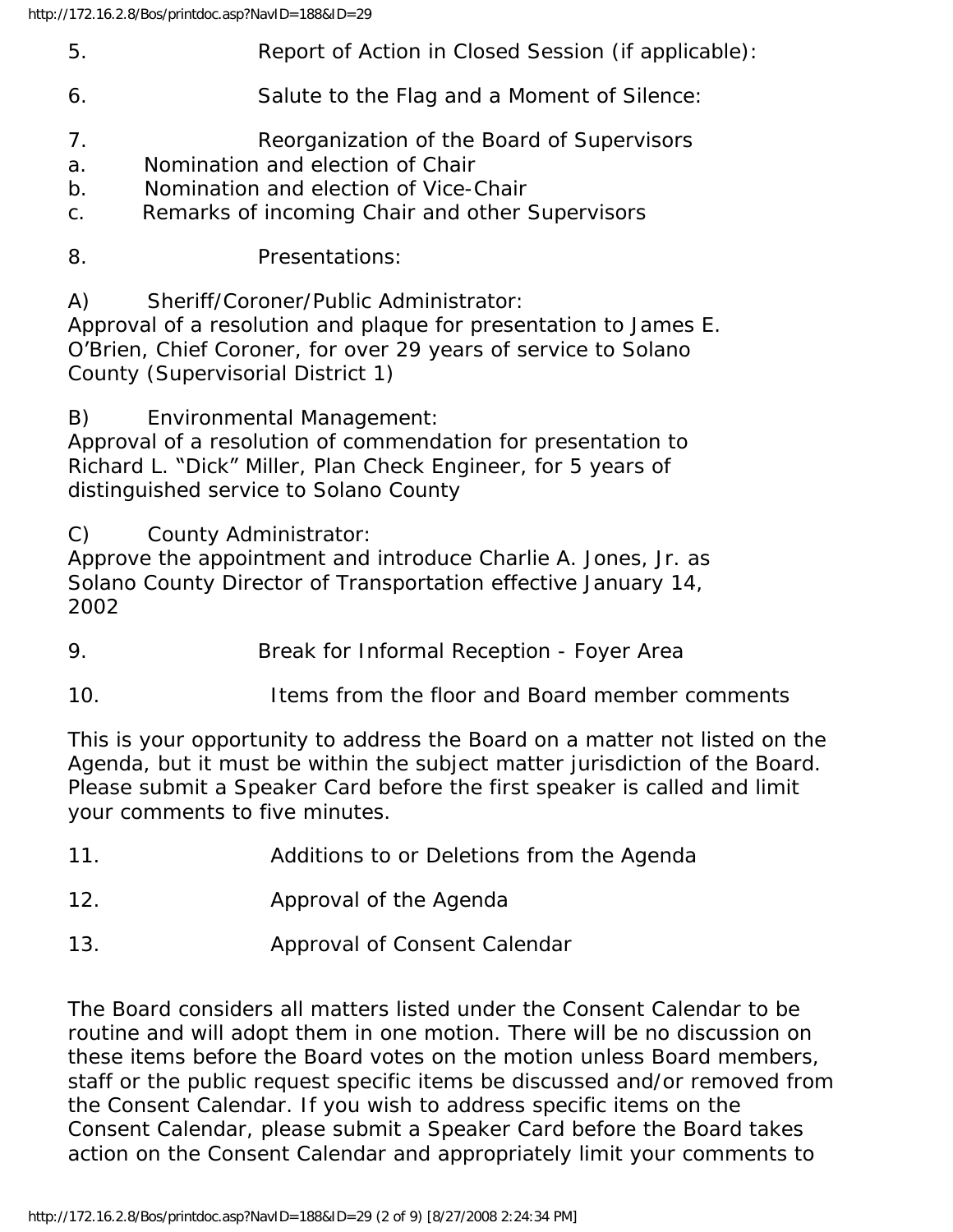5. Report of Action in Closed Session (if applicable):

6. Salute to the Flag and a Moment of Silence:

7. Reorganization of the Board of Supervisors

a. Nomination and election of Chair

b. Nomination and election of Vice-Chair

c. Remarks of incoming Chair and other Supervisors

8. Presentations:

A) Sheriff/Coroner/Public Administrator:
Approval of a resolution and plaque for presentation to James E. O'Brien, Chief Coroner, for over 29 years of service to Solano County (Supervisorial District 1)

B) Environmental Management:
Approval of a resolution of commendation for presentation to Richard L. "Dick" Miller, Plan Check Engineer, for 5 years of distinguished service to Solano County

C) County Administrator:
Approve the appointment and introduce Charlie A. Jones, Jr. as Solano County Director of Transportation effective January 14, 2002

9. Break for Informal Reception - Foyer Area

10. Items from the floor and Board member comments

This is your opportunity to address the Board on a matter not listed on the Agenda, but it must be within the subject matter jurisdiction of the Board. Please submit a Speaker Card before the first speaker is called and limit your comments to five minutes.

11. Additions to or Deletions from the Agenda

12. Approval of the Agenda

13. Approval of Consent Calendar

The Board considers all matters listed under the Consent Calendar to be routine and will adopt them in one motion. There will be no discussion on these items before the Board votes on the motion unless Board members, staff or the public request specific items be discussed and/or removed from the Consent Calendar. If you wish to address specific items on the Consent Calendar, please submit a Speaker Card before the Board takes action on the Consent Calendar and appropriately limit your comments to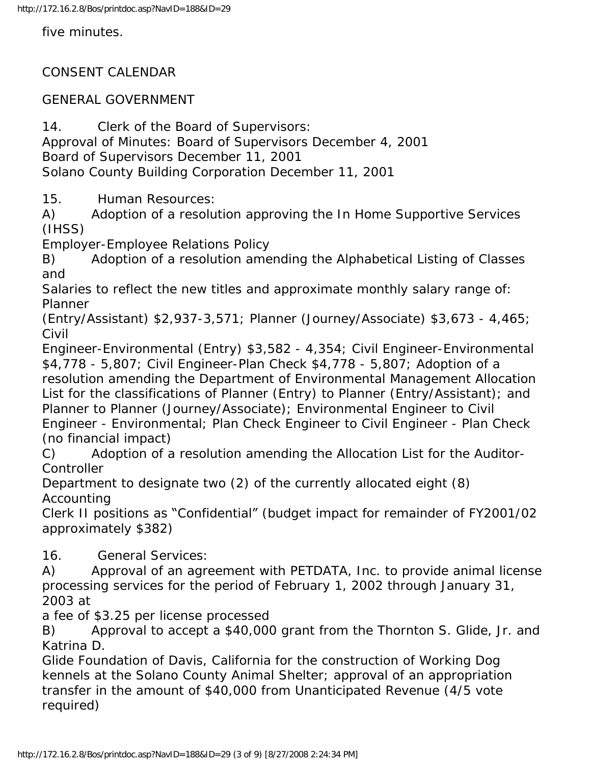five minutes.

CONSENT CALENDAR

GENERAL GOVERNMENT

14. Clerk of the Board of Supervisors:
Approval of Minutes: Board of Supervisors December 4, 2001
Board of Supervisors December 11, 2001
Solano County Building Corporation December 11, 2001

15. Human Resources:
A) Adoption of a resolution approving the In Home Supportive Services (IHSS) Employer-Employee Relations Policy
B) Adoption of a resolution amending the Alphabetical Listing of Classes and Salaries to reflect the new titles and approximate monthly salary range of: Planner (Entry/Assistant) $2,937-3,571; Planner (Journey/Associate) $3,673 - 4,465; Civil Engineer-Environmental (Entry) $3,582 - 4,354; Civil Engineer-Environmental $4,778 - 5,807; Civil Engineer-Plan Check $4,778 - 5,807; Adoption of a resolution amending the Department of Environmental Management Allocation List for the classifications of Planner (Entry) to Planner (Entry/Assistant); and Planner to Planner (Journey/Associate); Environmental Engineer to Civil Engineer - Environmental; Plan Check Engineer to Civil Engineer - Plan Check (no financial impact)
C) Adoption of a resolution amending the Allocation List for the Auditor-Controller Department to designate two (2) of the currently allocated eight (8) Accounting Clerk II positions as "Confidential" (budget impact for remainder of FY2001/02 approximately $382)

16. General Services:
A) Approval of an agreement with PETDATA, Inc. to provide animal license processing services for the period of February 1, 2002 through January 31, 2003 at a fee of $3.25 per license processed
B) Approval to accept a $40,000 grant from the Thornton S. Glide, Jr. and Katrina D. Glide Foundation of Davis, California for the construction of Working Dog kennels at the Solano County Animal Shelter; approval of an appropriation transfer in the amount of $40,000 from Unanticipated Revenue (4/5 vote required)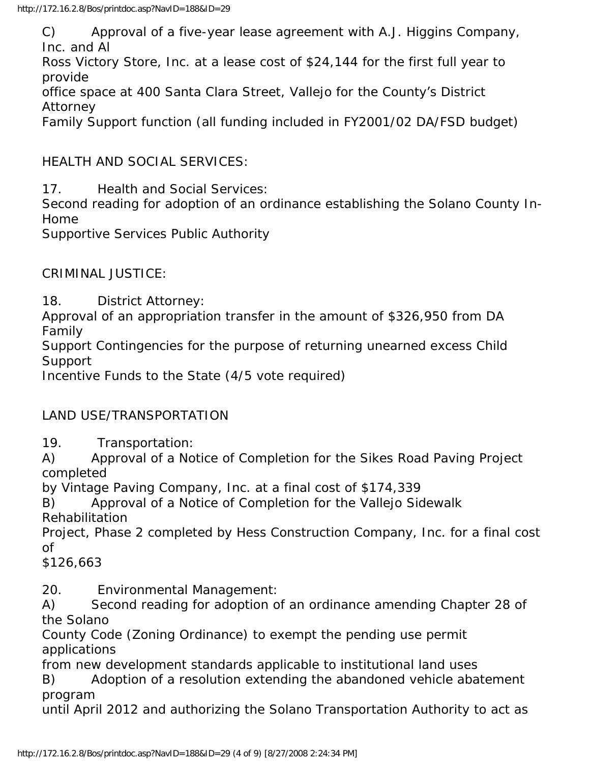C) Approval of a five-year lease agreement with A.J. Higgins Company, Inc. and Al Ross Victory Store, Inc. at a lease cost of $24,144 for the first full year to provide office space at 400 Santa Clara Street, Vallejo for the County's District Attorney Family Support function (all funding included in FY2001/02 DA/FSD budget)

HEALTH AND SOCIAL SERVICES:

17. Health and Social Services:
Second reading for adoption of an ordinance establishing the Solano County In-Home Supportive Services Public Authority

CRIMINAL JUSTICE:

18. District Attorney:
Approval of an appropriation transfer in the amount of $326,950 from DA Family Support Contingencies for the purpose of returning unearned excess Child Support Incentive Funds to the State (4/5 vote required)

LAND USE/TRANSPORTATION

19. Transportation:
A) Approval of a Notice of Completion for the Sikes Road Paving Project completed by Vintage Paving Company, Inc. at a final cost of $174,339
B) Approval of a Notice of Completion for the Vallejo Sidewalk Rehabilitation Project, Phase 2 completed by Hess Construction Company, Inc. for a final cost of $126,663

20. Environmental Management:
A) Second reading for adoption of an ordinance amending Chapter 28 of the Solano County Code (Zoning Ordinance) to exempt the pending use permit applications from new development standards applicable to institutional land uses
B) Adoption of a resolution extending the abandoned vehicle abatement program until April 2012 and authorizing the Solano Transportation Authority to act as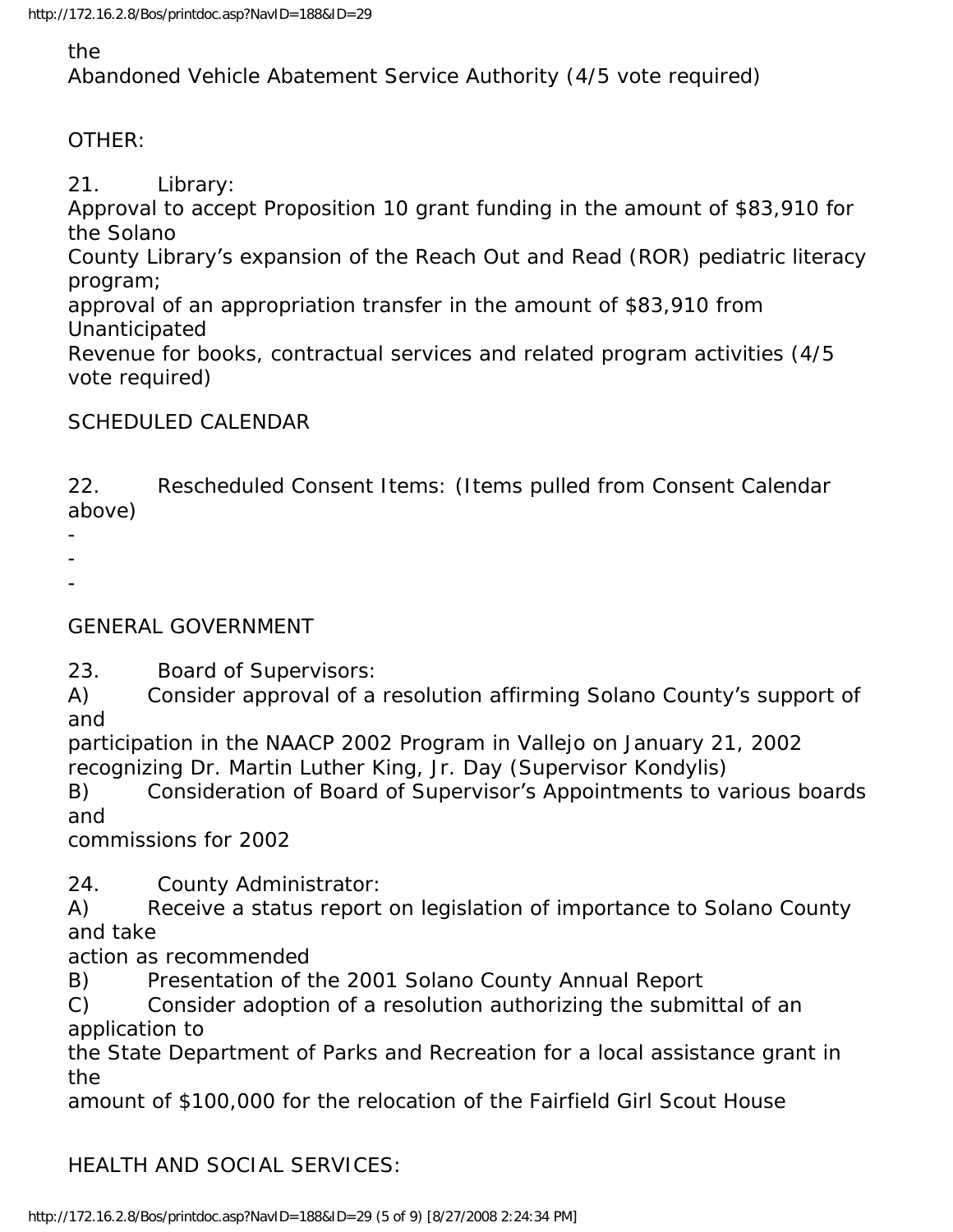the
Abandoned Vehicle Abatement Service Authority (4/5 vote required)

OTHER:

21. Library:
Approval to accept Proposition 10 grant funding in the amount of $83,910 for the Solano County Library's expansion of the Reach Out and Read (ROR) pediatric literacy program;
approval of an appropriation transfer in the amount of $83,910 from Unanticipated Revenue for books, contractual services and related program activities (4/5 vote required)

SCHEDULED CALENDAR

22. Rescheduled Consent Items: (Items pulled from Consent Calendar above)

-
-
-

GENERAL GOVERNMENT

23. Board of Supervisors:
A) Consider approval of a resolution affirming Solano County's support of and participation in the NAACP 2002 Program in Vallejo on January 21, 2002 recognizing Dr. Martin Luther King, Jr. Day (Supervisor Kondylis)
B) Consideration of Board of Supervisor's Appointments to various boards and commissions for 2002

24. County Administrator:
A) Receive a status report on legislation of importance to Solano County and take action as recommended
B) Presentation of the 2001 Solano County Annual Report
C) Consider adoption of a resolution authorizing the submittal of an application to the State Department of Parks and Recreation for a local assistance grant in the amount of $100,000 for the relocation of the Fairfield Girl Scout House

HEALTH AND SOCIAL SERVICES: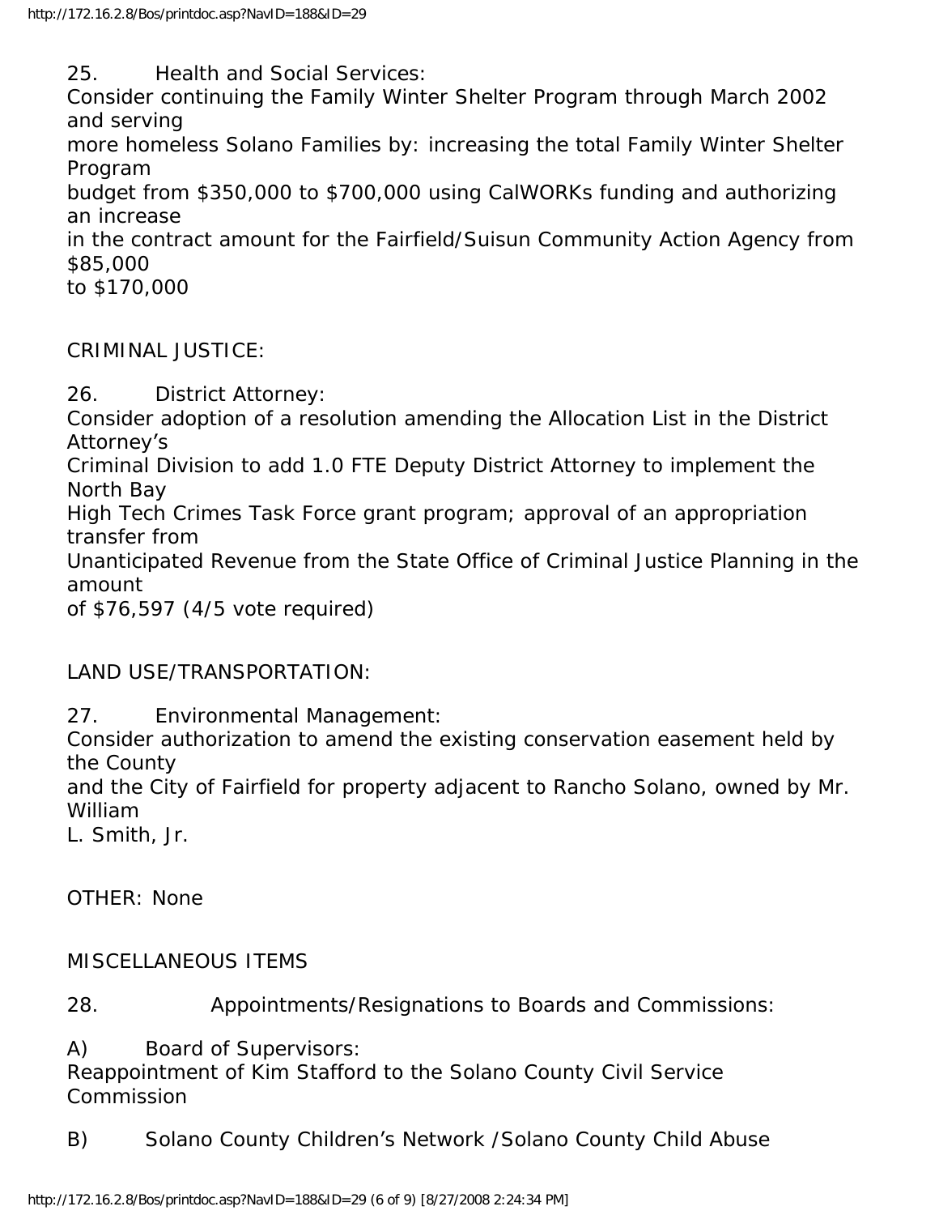25. Health and Social Services:
Consider continuing the Family Winter Shelter Program through March 2002 and serving more homeless Solano Families by: increasing the total Family Winter Shelter Program budget from $350,000 to $700,000 using CalWORKs funding and authorizing an increase in the contract amount for the Fairfield/Suisun Community Action Agency from $85,000 to $170,000

CRIMINAL JUSTICE:

26. District Attorney:
Consider adoption of a resolution amending the Allocation List in the District Attorney's Criminal Division to add 1.0 FTE Deputy District Attorney to implement the North Bay High Tech Crimes Task Force grant program; approval of an appropriation transfer from Unanticipated Revenue from the State Office of Criminal Justice Planning in the amount of $76,597 (4/5 vote required)

LAND USE/TRANSPORTATION:

27. Environmental Management:
Consider authorization to amend the existing conservation easement held by the County and the City of Fairfield for property adjacent to Rancho Solano, owned by Mr. William L. Smith, Jr.

OTHER: None

MISCELLANEOUS ITEMS

28. Appointments/Resignations to Boards and Commissions:

A) Board of Supervisors:
Reappointment of Kim Stafford to the Solano County Civil Service Commission

B) Solano County Children's Network /Solano County Child Abuse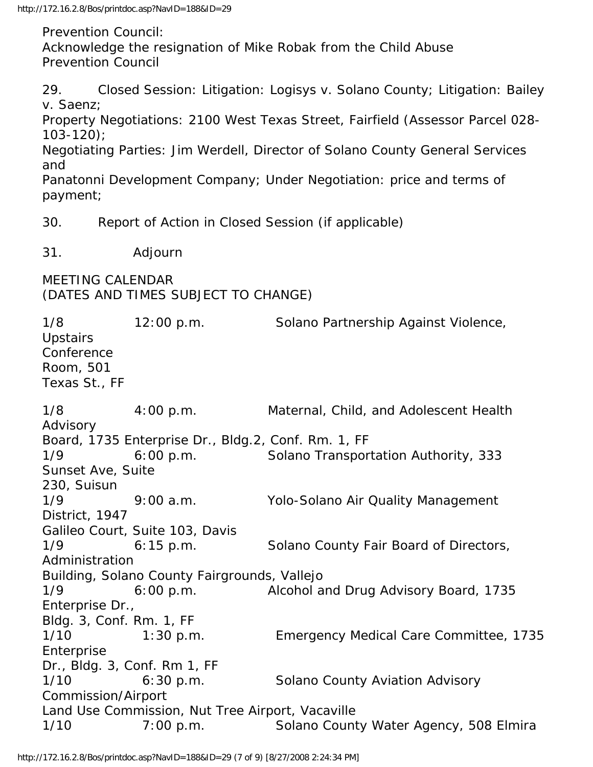Prevention Council:
Acknowledge the resignation of Mike Robak from the Child Abuse Prevention Council

29. Closed Session: Litigation: Logisys v. Solano County; Litigation: Bailey v. Saenz;
Property Negotiations: 2100 West Texas Street, Fairfield (Assessor Parcel 028-103-120);
Negotiating Parties: Jim Werdell, Director of Solano County General Services and
Panatonni Development Company; Under Negotiation: price and terms of payment;

30. Report of Action in Closed Session (if applicable)

31. Adjourn

MEETING CALENDAR
(DATES AND TIMES SUBJECT TO CHANGE)

1/8 12:00 p.m. Solano Partnership Against Violence, Upstairs Conference Room, 501 Texas St., FF

1/8 4:00 p.m. Maternal, Child, and Adolescent Health Advisory Board, 1735 Enterprise Dr., Bldg.2, Conf. Rm. 1, FF
1/9 6:00 p.m. Solano Transportation Authority, 333 Sunset Ave, Suite 230, Suisun
1/9 9:00 a.m. Yolo-Solano Air Quality Management District, 1947 Galileo Court, Suite 103, Davis
1/9 6:15 p.m. Solano County Fair Board of Directors, Administration Building, Solano County Fairgrounds, Vallejo
1/9 6:00 p.m. Alcohol and Drug Advisory Board, 1735 Enterprise Dr., Bldg. 3, Conf. Rm. 1, FF
1/10 1:30 p.m. Emergency Medical Care Committee, 1735 Enterprise Dr., Bldg. 3, Conf. Rm 1, FF
1/10 6:30 p.m. Solano County Aviation Advisory Commission/Airport Land Use Commission, Nut Tree Airport, Vacaville
1/10 7:00 p.m. Solano County Water Agency, 508 Elmira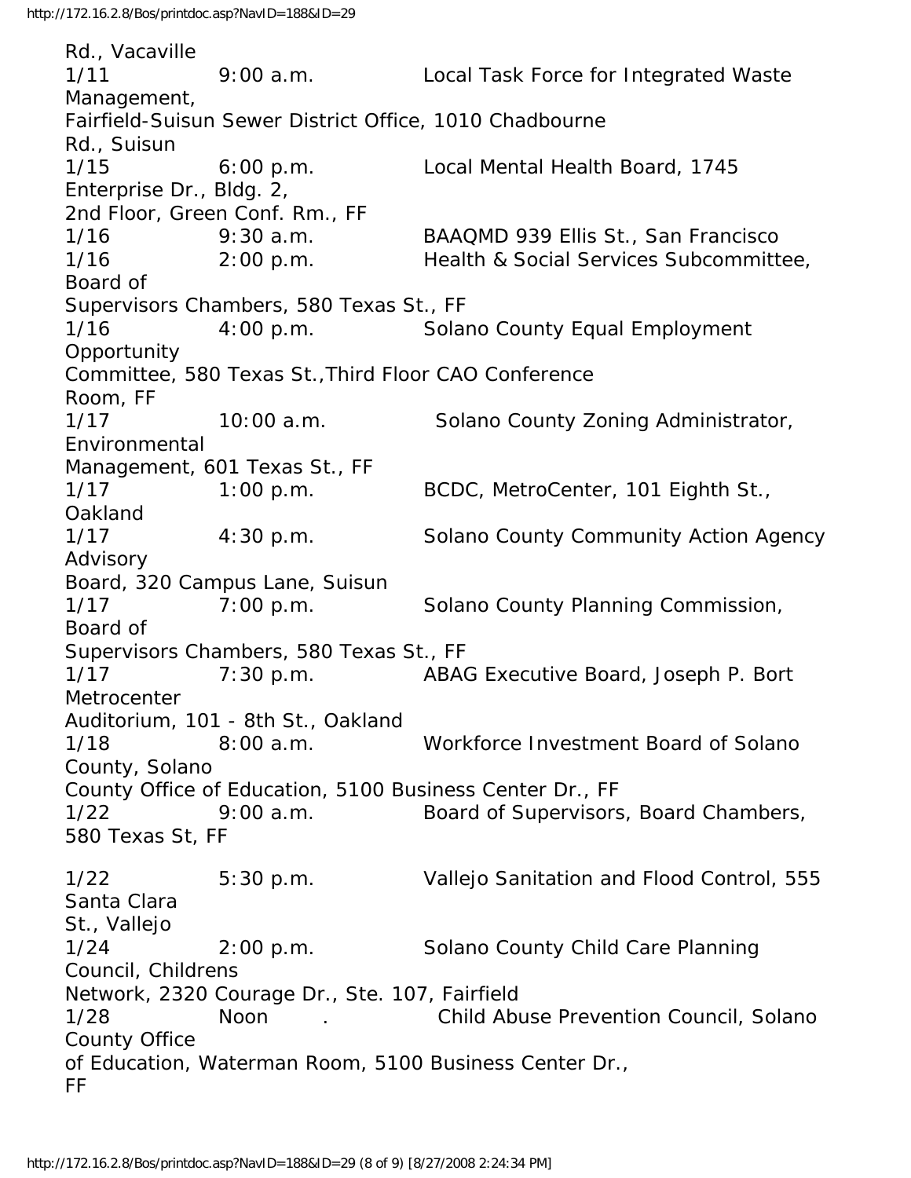Rd., Vacaville

| | | |
|---|---|---|
| 1/11 | 9:00 a.m. | Local Task Force for Integrated Waste Management, Fairfield-Suisun Sewer District Office, 1010 Chadbourne Rd., Suisun |
| 1/15 | 6:00 p.m. | Local Mental Health Board, 1745 Enterprise Dr., Bldg. 2, 2nd Floor, Green Conf. Rm., FF |
| 1/16 | 9:30 a.m. | BAAQMD 939 Ellis St., San Francisco |
| 1/16 | 2:00 p.m. | Health & Social Services Subcommittee, Board of Supervisors Chambers, 580 Texas St., FF |
| 1/16 | 4:00 p.m. | Solano County Equal Employment Opportunity Committee, 580 Texas St.,Third Floor CAO Conference Room, FF |
| 1/17 | 10:00 a.m. | Solano County Zoning Administrator, Environmental Management, 601 Texas St., FF |
| 1/17 | 1:00 p.m. | BCDC, MetroCenter, 101 Eighth St., Oakland |
| 1/17 | 4:30 p.m. | Solano County Community Action Agency Advisory Board, 320 Campus Lane, Suisun |
| 1/17 | 7:00 p.m. | Solano County Planning Commission, Board of Supervisors Chambers, 580 Texas St., FF |
| 1/17 | 7:30 p.m. | ABAG Executive Board, Joseph P. Bort Metrocenter Auditorium, 101 - 8th St., Oakland |
| 1/18 | 8:00 a.m. | Workforce Investment Board of Solano County, Solano County Office of Education, 5100 Business Center Dr., FF |
| 1/22 | 9:00 a.m. | Board of Supervisors, Board Chambers, 580 Texas St, FF |
| 1/22 | 5:30 p.m. | Vallejo Sanitation and Flood Control, 555 Santa Clara St., Vallejo |
| 1/24 | 2:00 p.m. | Solano County Child Care Planning Council, Childrens Network, 2320 Courage Dr., Ste. 107, Fairfield |
| 1/28 | Noon . | Child Abuse Prevention Council, Solano County Office of Education, Waterman Room, 5100 Business Center Dr., FF |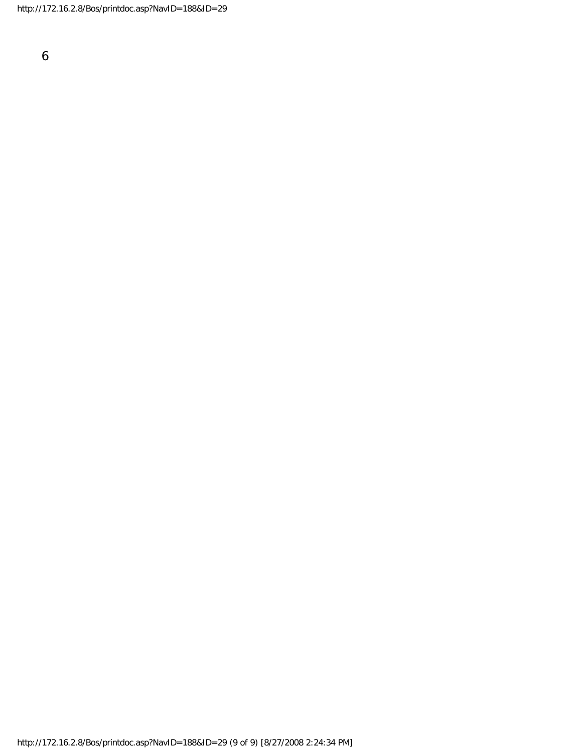6